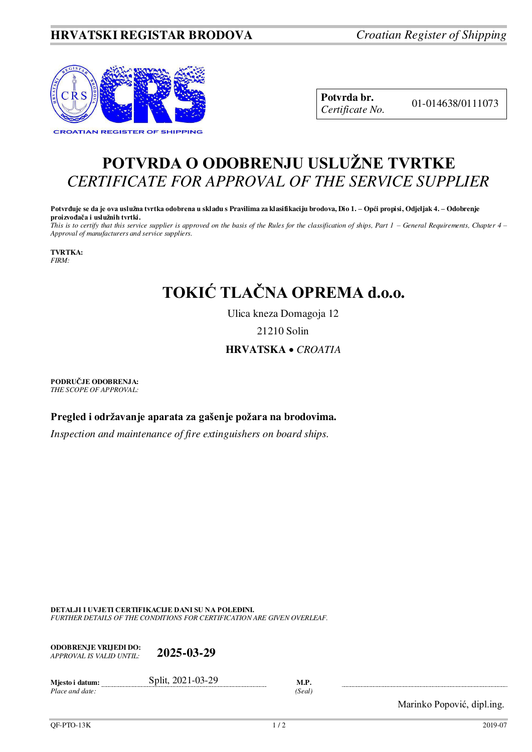**HRVATSKI REGISTAR BRODOVA** *Croatian Register of Shipping*

| **Potvrda br.** *Certificate No.* | 01-014638/0111073 |
| --- | --- |

# POTVRDA O ODOBRENJU USLUŽNE TVRTKE
# *CERTIFICATE FOR APPROVAL OF THE SERVICE SUPPLIER*

**Potvrđuje se da je ova uslužna tvrtka odobrena u skladu s Pravilima za klasifikaciju brodova, Dio 1. – Opći propisi, Odjeljak 4. – Odobrenje proizvođača i uslužnih tvrtki.**
*This is to certify that this service supplier is approved on the basis of the Rules for the classification of ships, Part 1 – General Requirements, Chapter 4 – Approval of manufacturers and service suppliers.*

**TVRTKA:**
*FIRM:*

## TOKIĆ TLAČNA OPREMA d.o.o.

Ulica kneza Domagoja 12

21210 Solin

**HRVATSKA** • *CROATIA*

**PODRUČJE ODOBRENJA:**
*THE SCOPE OF APPROVAL:*

**Pregled i održavanje aparata za gašenje požara na brodovima.**

*Inspection and maintenance of fire extinguishers on board ships.*

**DETALJI I UVJETI CERTIFIKACIJE DANI SU NA POLEĐINI.**
*FURTHER DETAILS OF THE CONDITIONS FOR CERTIFICATION ARE GIVEN OVERLEAF.*

**ODOBRENJE VRIJEDI DO:**
*APPROVAL IS VALID UNTIL:* **2025-03-29**

**Mjesto i datum:**
*Place and date:* Split, 2021-03-29

**M.P.**
*(Seal)*

Marinko Popović, dipl.ing.

QF-PTO-13K 2019-07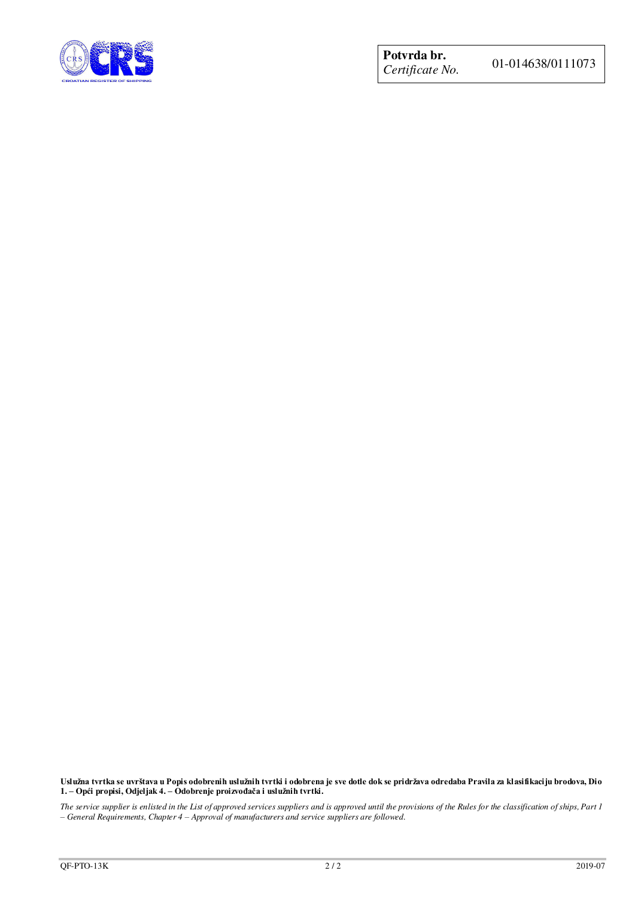| **Potvrda br.** *Certificate No.* | 01-014638/0111073 |
| --- | --- |

**Uslužna tvrtka se uvrštava u Popis odobrenih uslužnih tvrtki i odobrena je sve dotle dok se pridržava odredaba Pravila za klasifikaciju brodova, Dio 1. – Opći propisi, Odjeljak 4. – Odobrenje proizvođača i uslužnih tvrtki.**

*The service supplier is enlisted in the List of approved services suppliers and is approved until the provisions of the Rules for the classification of ships, Part 1 – General Requirements, Chapter 4 – Approval of manufacturers and service suppliers are followed.*

QF-PTO-13K 2019-07